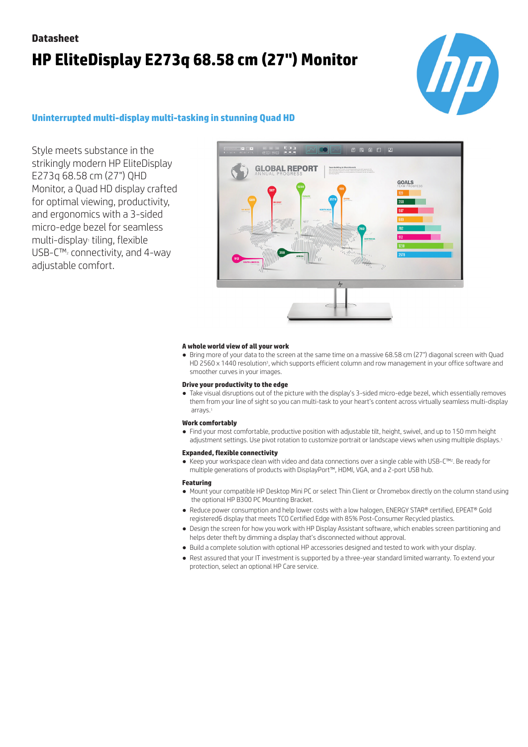Datasheet

# HP EliteDisplay E273q 68.58 cm (27") Monitor

## Uninterrupted multi-display multi-tasking in stunning Quad HD

Style meets substance in the strikingly modern HP EliteDisplay E273q 68.58 cm (27") QHD Monitor, a Quad HD display crafted for optimal viewing, productivity, and ergonomics with a 3-sided micro-edge bezel for seamless multi-display[1] tiling, flexible USB-C™[2] connectivity, and 4-way adjustable comfort.

### A whole world view of all your work

- Bring more of your data to the screen at the same time on a massive 68.58 cm (27") diagonal screen with Quad HD 2560 x 1440 resolution[3], which supports efficient column and row management in your office software and smoother curves in your images.

### Drive your productivity to the edge

- Take visual disruptions out of the picture with the display's 3-sided micro-edge bezel, which essentially removes them from your line of sight so you can multi-task to your heart's content across virtually seamless multi-display arrays.[1]

### Work comfortably

- Find your most comfortable, productive position with adjustable tilt, height, swivel, and up to 150 mm height adjustment settings. Use pivot rotation to customize portrait or landscape views when using multiple displays.[1]

### Expanded, flexible connectivity

- Keep your workspace clean with video and data connections over a single cable with USB-C™[2]. Be ready for multiple generations of products with DisplayPort™, HDMI, VGA, and a 2-port USB hub.

### Featuring

- Mount your compatible HP Desktop Mini PC or select Thin Client or Chromebox directly on the column stand using the optional HP B300 PC Mounting Bracket.
- Reduce power consumption and help lower costs with a low halogen, ENERGY STAR® certified, EPEAT® Gold registered6 display that meets TCO Certified Edge with 85% Post-Consumer Recycled plastics.
- Design the screen for how you work with HP Display Assistant software, which enables screen partitioning and helps deter theft by dimming a display that's disconnected without approval.
- Build a complete solution with optional HP accessories designed and tested to work with your display.
- Rest assured that your IT investment is supported by a three-year standard limited warranty. To extend your protection, select an optional HP Care service.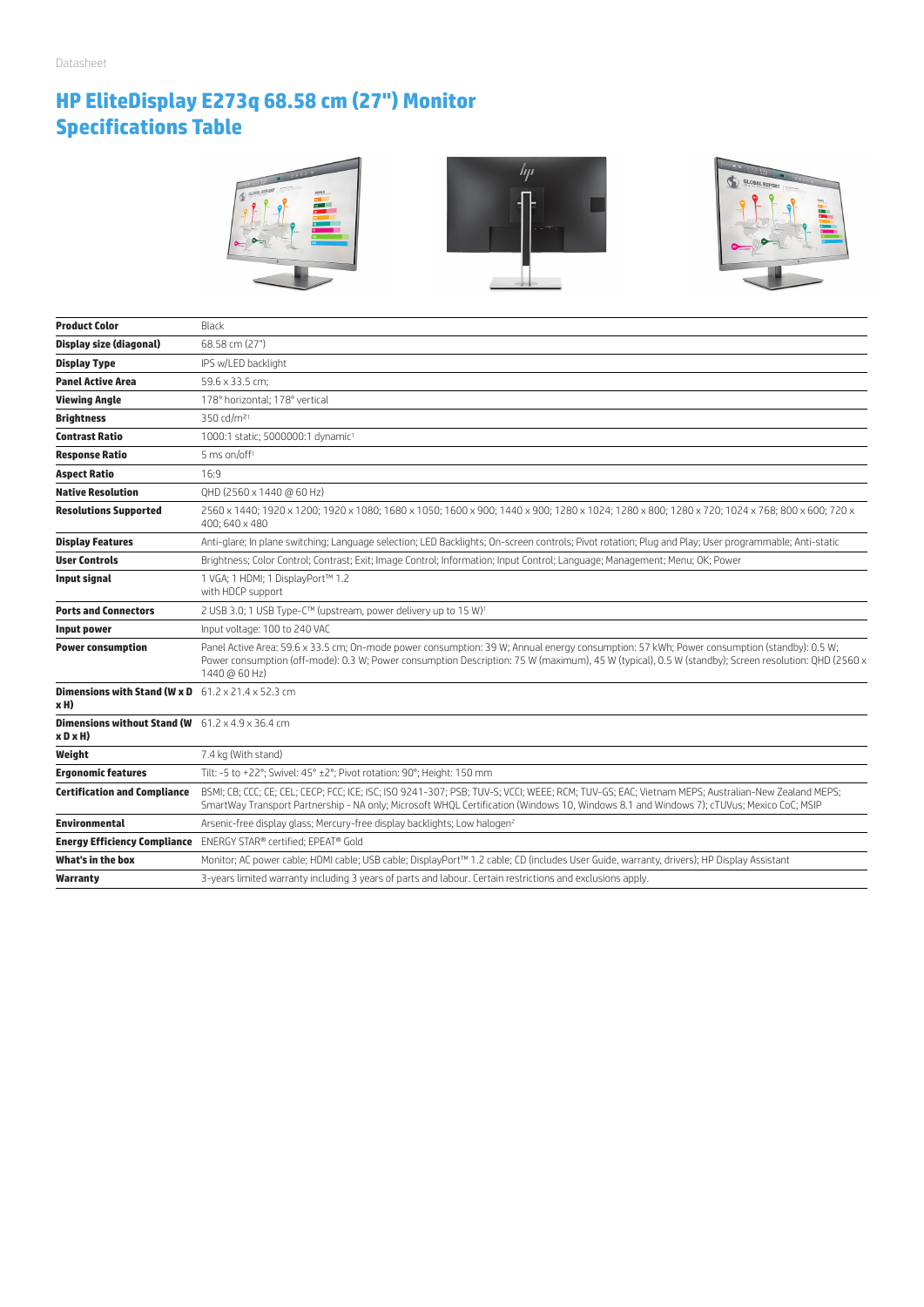Datasheet

# HP EliteDisplay E273q 68.58 cm (27") Monitor Specifications Table

| | |
|---|---|
| **Product Color** | Black |
| **Display size (diagonal)** | 68.58 cm (27") |
| **Display Type** | IPS w/LED backlight |
| **Panel Active Area** | 59.6 x 33.5 cm; |
| **Viewing Angle** | 178° horizontal; 178° vertical |
| **Brightness** | 350 cd/m²[1] |
| **Contrast Ratio** | 1000:1 static; 5000000:1 dynamic[1] |
| **Response Ratio** | 5 ms on/off[1] |
| **Aspect Ratio** | 16:9 |
| **Native Resolution** | QHD (2560 x 1440 @ 60 Hz) |
| **Resolutions Supported** | 2560 x 1440; 1920 x 1200; 1920 x 1080; 1680 x 1050; 1600 x 900; 1440 x 900; 1280 x 1024; 1280 x 800; 1280 x 720; 1024 x 768; 800 x 600; 720 x 400; 640 x 480 |
| **Display Features** | Anti-glare; In plane switching; Language selection; LED Backlights; On-screen controls; Pivot rotation; Plug and Play; User programmable; Anti-static |
| **User Controls** | Brightness; Color Control; Contrast; Exit; Image Control; Information; Input Control; Language; Management; Menu; OK; Power |
| **Input signal** | 1 VGA; 1 HDMI; 1 DisplayPort™ 1.2 with HDCP support |
| **Ports and Connectors** | 2 USB 3.0; 1 USB Type-C™ (upstream, power delivery up to 15 W)[1] |
| **Input power** | Input voltage: 100 to 240 VAC |
| **Power consumption** | Panel Active Area: 59.6 x 33.5 cm; On-mode power consumption: 39 W; Annual energy consumption: 57 kWh; Power consumption (standby): 0.5 W; Power consumption (off-mode): 0.3 W; Power consumption Description: 75 W (maximum), 45 W (typical), 0.5 W (standby); Screen resolution: QHD (2560 x 1440 @ 60 Hz) |
| **Dimensions with Stand (W x D x H)** | 61.2 x 21.4 x 52.3 cm |
| **Dimensions without Stand (W x D x H)** | 61.2 x 4.9 x 36.4 cm |
| **Weight** | 7.4 kg (With stand) |
| **Ergonomic features** | Tilt: -5 to +22°; Swivel: 45° ±2°; Pivot rotation: 90°; Height: 150 mm |
| **Certification and Compliance** | BSMI; CB; CCC; CE; CEL; CECP; FCC; ICE; ISC; ISO 9241-307; PSB; TUV-S; VCCI; WEEE; RCM; TUV-GS; EAC; Vietnam MEPS; Australian-New Zealand MEPS; SmartWay Transport Partnership - NA only; Microsoft WHQL Certification (Windows 10, Windows 8.1 and Windows 7); cTUVus; Mexico CoC; MSIP |
| **Environmental** | Arsenic-free display glass; Mercury-free display backlights; Low halogen[2] |
| **Energy Efficiency Compliance** | ENERGY STAR® certified; EPEAT® Gold |
| **What's in the box** | Monitor; AC power cable; HDMI cable; USB cable; DisplayPort™ 1.2 cable; CD (includes User Guide, warranty, drivers); HP Display Assistant |
| **Warranty** | 3-years limited warranty including 3 years of parts and labour. Certain restrictions and exclusions apply. |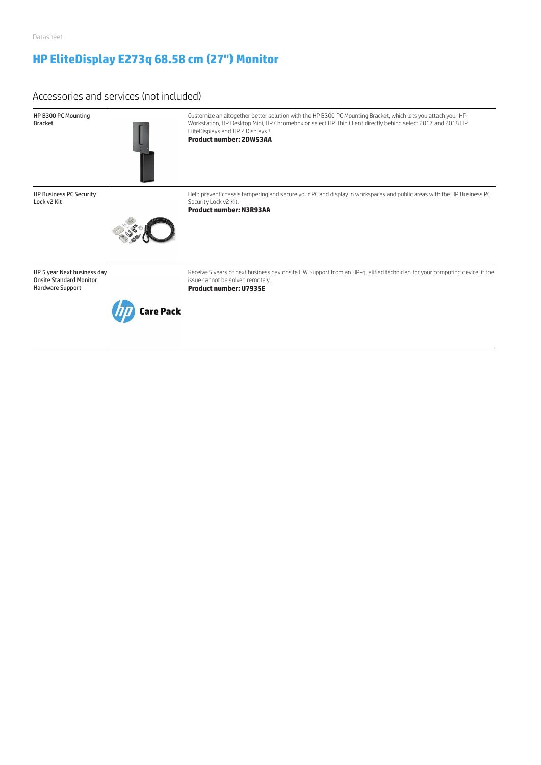Datasheet

# HP EliteDisplay E273q 68.58 cm (27") Monitor

## Accessories and services (not included)

| | |
|---|---|
| HP B300 PC Mounting Bracket | Customize an altogether better solution with the HP B300 PC Mounting Bracket, which lets you attach your HP Workstation, HP Desktop Mini, HP Chromebox or select HP Thin Client directly behind select 2017 and 2018 HP EliteDisplays and HP Z Displays.[1]<br>**Product number: 2DW53AA** |
| HP Business PC Security Lock v2 Kit | Help prevent chassis tampering and secure your PC and display in workspaces and public areas with the HP Business PC Security Lock v2 Kit.<br>**Product number: N3R93AA** |
| HP 5 year Next business day Onsite Standard Monitor Hardware Support | Receive 5 years of next business day onsite HW Support from an HP-qualified technician for your computing device, if the issue cannot be solved remotely.<br>**Product number: U7935E** |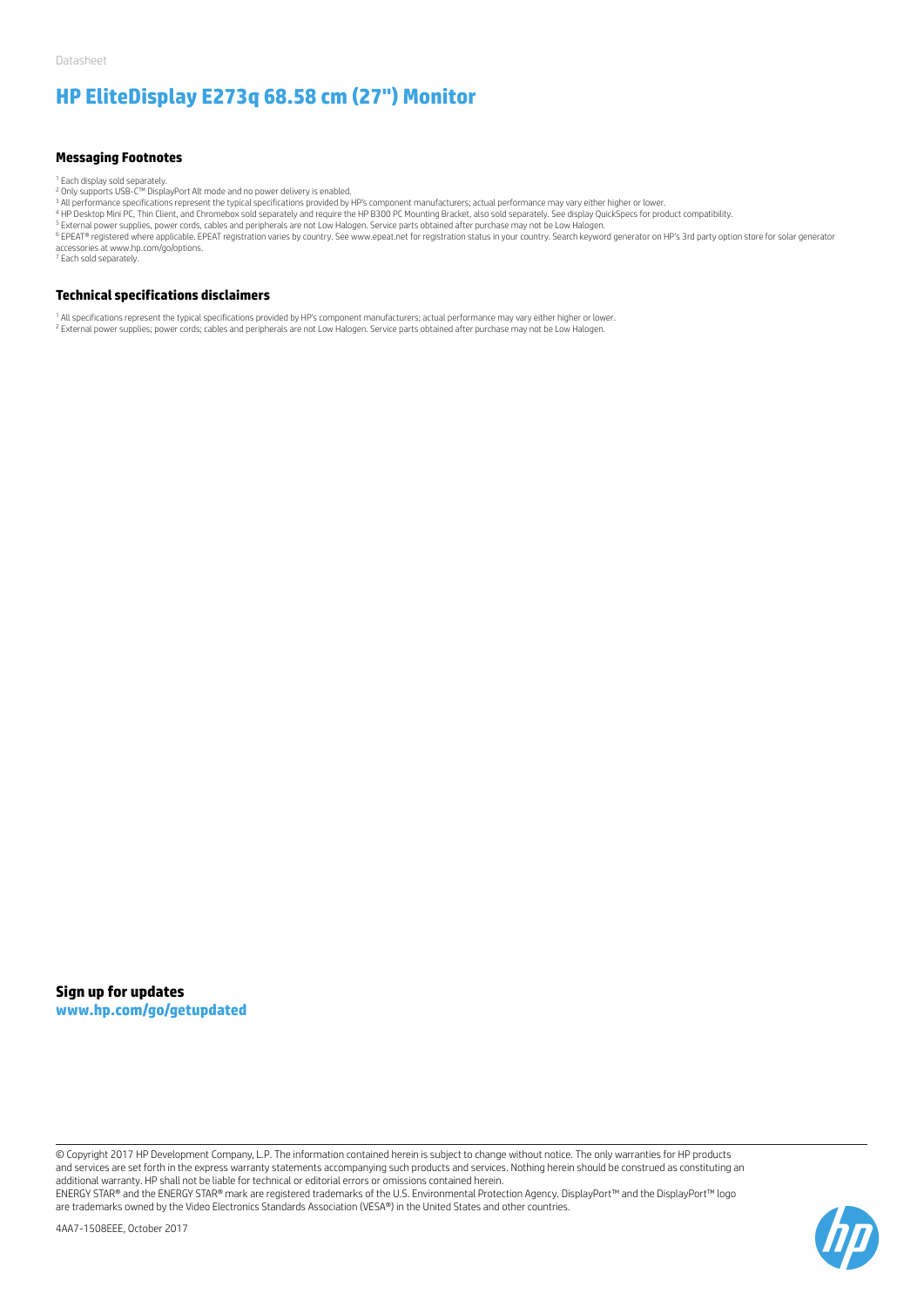Datasheet

# HP EliteDisplay E273q 68.58 cm (27") Monitor

## Messaging Footnotes

[1] Each display sold separately.
[2] Only supports USB-C™ DisplayPort Alt mode and no power delivery is enabled.
[3] All performance specifications represent the typical specifications provided by HP's component manufacturers; actual performance may vary either higher or lower.
[4] HP Desktop Mini PC, Thin Client, and Chromebox sold separately and require the HP B300 PC Mounting Bracket, also sold separately. See display QuickSpecs for product compatibility.
[5] External power supplies, power cords, cables and peripherals are not Low Halogen. Service parts obtained after purchase may not be Low Halogen.
[6] EPEAT® registered where applicable. EPEAT registration varies by country. See www.epeat.net for registration status in your country. Search keyword generator on HP's 3rd party option store for solar generator accessories at www.hp.com/go/options.
[7] Each sold separately.

## Technical specifications disclaimers

[1] All specifications represent the typical specifications provided by HP's component manufacturers; actual performance may vary either higher or lower.
[2] External power supplies; power cords; cables and peripherals are not Low Halogen. Service parts obtained after purchase may not be Low Halogen.

**Sign up for updates**
**www.hp.com/go/getupdated**

© Copyright 2017 HP Development Company, L.P. The information contained herein is subject to change without notice. The only warranties for HP products and services are set forth in the express warranty statements accompanying such products and services. Nothing herein should be construed as constituting an additional warranty. HP shall not be liable for technical or editorial errors or omissions contained herein.
ENERGY STAR® and the ENERGY STAR® mark are registered trademarks of the U.S. Environmental Protection Agency. DisplayPort™ and the DisplayPort™ logo are trademarks owned by the Video Electronics Standards Association (VESA®) in the United States and other countries.

4AA7-1508EEE, October 2017